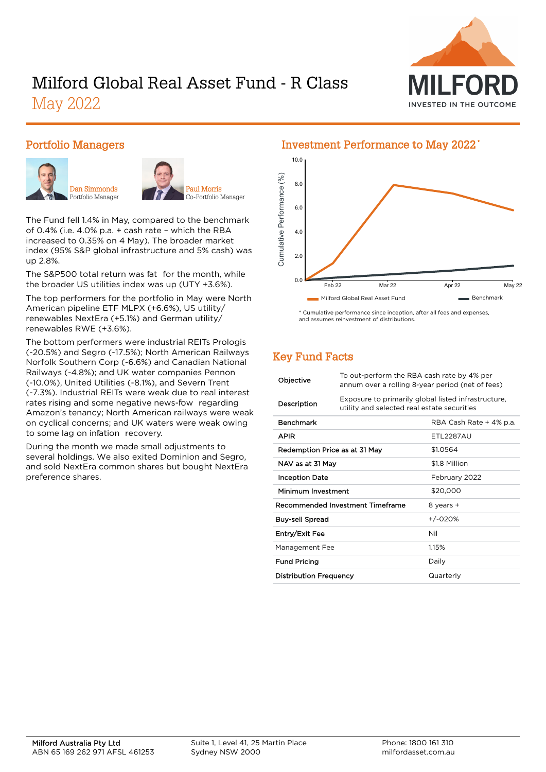# Milford Global Real Asset Fund - R Class

## May 2022

## Portfolio Managers

Dan Simmonds
Portfolio Manager

Paul Morris
Co-Portfolio Manager

The Fund fell 1.4% in May, compared to the benchmark of 0.4% (i.e. 4.0% p.a. + cash rate – which the RBA increased to 0.35% on 4 May). The broader market index (95% S&P global infrastructure and 5% cash) was up 2.8%.

The S&P500 total return was flat for the month, while the broader US utilities index was up (UTY +3.6%).

The top performers for the portfolio in May were North American pipeline ETF MLPX (+6.6%), US utility/renewables NextEra (+5.1%) and German utility/renewables RWE (+3.6%).

The bottom performers were industrial REITs Prologis (-20.5%) and Segro (-17.5%); North American Railways Norfolk Southern Corp (-6.6%) and Canadian National Railways (-4.8%); and UK water companies Pennon (-10.0%), United Utilities (-8.1%), and Severn Trent (-7.3%). Industrial REITs were weak due to real interest rates rising and some negative news-flow regarding Amazon's tenancy; North American railways were weak on cyclical concerns; and UK waters were weak owing to some lag on inflation recovery.

During the month we made small adjustments to several holdings. We also exited Dominion and Segro, and sold NextEra common shares but bought NextEra preference shares.

## Investment Performance to May 2022*

\* Cumulative performance since inception, after all fees and expenses, and assumes reinvestment of distributions.

## Key Fund Facts

| | |
|---|---|
| Objective | To out-perform the RBA cash rate by 4% per annum over a rolling 8-year period (net of fees) |
| Description | Exposure to primarily global listed infrastructure, utility and selected real estate securities |
| Benchmark | RBA Cash Rate + 4% p.a. |
| APIR | ETL2287AU |
| Redemption Price as at 31 May | $1.0564 |
| NAV as at 31 May | $1.8 Million |
| Inception Date | February 2022 |
| Minimum Investment | $20,000 |
| Recommended Investment Timeframe | 8 years + |
| Buy-sell Spread | +/-020% |
| Entry/Exit Fee | Nil |
| Management Fee | 1.15% |
| Fund Pricing | Daily |
| Distribution Frequency | Quarterly |

Milford Australia Pty Ltd
ABN 65 169 262 971 AFSL 461253

Suite 1, Level 41, 25 Martin Place
Sydney NSW 2000

Phone: 1800 161 310
milfordasset.com.au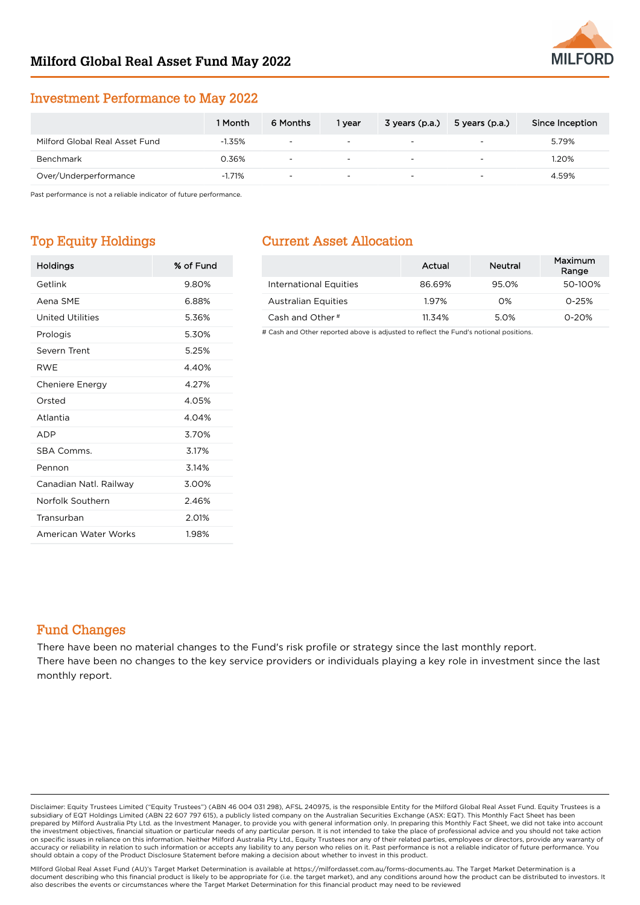# Milford Global Real Asset Fund May 2022

## Investment Performance to May 2022

| | 1 Month | 6 Months | 1 year | 3 years (p.a.) | 5 years (p.a.) | Since Inception |
|---|---|---|---|---|---|---|
| Milford Global Real Asset Fund | -1.35% | - | - | - | - | 5.79% |
| Benchmark | 0.36% | - | - | - | - | 1.20% |
| Over/Underperformance | -1.71% | - | - | - | - | 4.59% |

Past performance is not a reliable indicator of future performance.

## Top Equity Holdings

| Holdings | % of Fund |
|---|---|
| Getlink | 9.80% |
| Aena SME | 6.88% |
| United Utilities | 5.36% |
| Prologis | 5.30% |
| Severn Trent | 5.25% |
| RWE | 4.40% |
| Cheniere Energy | 4.27% |
| Orsted | 4.05% |
| Atlantia | 4.04% |
| ADP | 3.70% |
| SBA Comms. | 3.17% |
| Pennon | 3.14% |
| Canadian Natl. Railway | 3.00% |
| Norfolk Southern | 2.46% |
| Transurban | 2.01% |
| American Water Works | 1.98% |

## Current Asset Allocation

| | Actual | Neutral | Maximum Range |
|---|---|---|---|
| International Equities | 86.69% | 95.0% | 50-100% |
| Australian Equities | 1.97% | 0% | 0-25% |
| Cash and Other # | 11.34% | 5.0% | 0-20% |

# Cash and Other reported above is adjusted to reflect the Fund's notional positions.

## Fund Changes

There have been no material changes to the Fund's risk profile or strategy since the last monthly report.
There have been no changes to the key service providers or individuals playing a key role in investment since the last monthly report.

Disclaimer: Equity Trustees Limited ("Equity Trustees") (ABN 46 004 031 298), AFSL 240975, is the responsible Entity for the Milford Global Real Asset Fund. Equity Trustees is a subsidiary of EQT Holdings Limited (ABN 22 607 797 615), a publicly listed company on the Australian Securities Exchange (ASX: EQT). This Monthly Fact Sheet has been prepared by Milford Australia Pty Ltd. as the Investment Manager, to provide you with general information only. In preparing this Monthly Fact Sheet, we did not take into account the investment objectives, financial situation or particular needs of any particular person. It is not intended to take the place of professional advice and you should not take action on specific issues in reliance on this information. Neither Milford Australia Pty Ltd., Equity Trustees nor any of their related parties, employees or directors, provide any warranty of accuracy or reliability in relation to such information or accepts any liability to any person who relies on it. Past performance is not a reliable indicator of future performance. You should obtain a copy of the Product Disclosure Statement before making a decision about whether to invest in this product.

MIlford Global Real Asset Fund (AU)'s Target Market Determination is available at https://milfordasset.com.au/forms-documents.au. The Target Market Determination is a document describing who this financial product is likely to be appropriate for (i.e. the target market), and any conditions around how the product can be distributed to investors. It also describes the events or circumstances where the Target Market Determination for this financial product may need to be reviewed